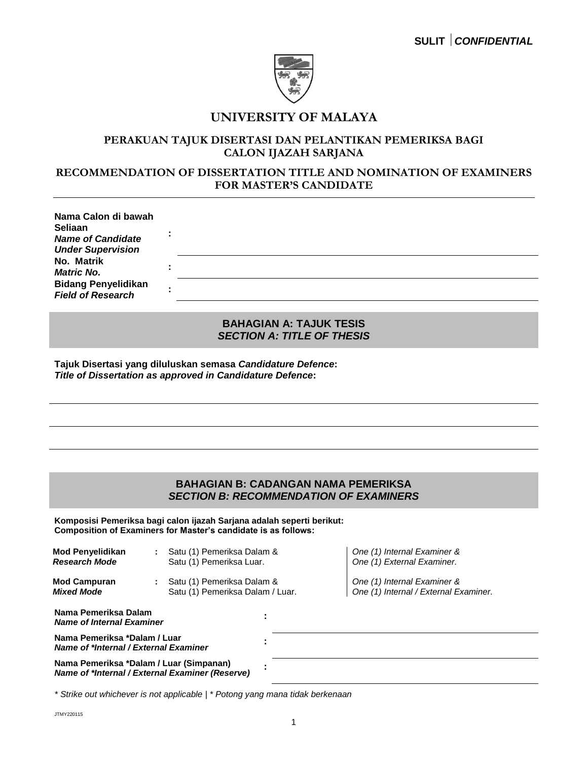**SULIT** | ***CONFIDENTIAL***

# UNIVERSITY OF MALAYA

## PERAKUAN TAJUK DISERTASI DAN PELANTIKAN PEMERIKSA BAGI CALON IJAZAH SARJANA

## RECOMMENDATION OF DISSERTATION TITLE AND NOMINATION OF EXAMINERS FOR MASTER'S CANDIDATE

---

| | | |
|---|---|---|
| **Nama Calon di bawah Seliaan** ***Name of Candidate Under Supervision*** | : | |
| **No. Matrik** ***Matric No.*** | : | |
| **Bidang Penyelidikan** ***Field of Research*** | : | |

### BAHAGIAN A: TAJUK TESIS
### *SECTION A: TITLE OF THESIS*

**Tajuk Disertasi yang diluluskan semasa *Candidature Defence*:**
***Title of Dissertation as approved in Candidature Defence*:**

_______________________________________________

_______________________________________________

_______________________________________________

### BAHAGIAN B: CADANGAN NAMA PEMERIKSA
### *SECTION B: RECOMMENDATION OF EXAMINERS*

**Komposisi Pemeriksa bagi calon ijazah Sarjana adalah seperti berikut:**
**Composition of Examiners for Master's candidate is as follows:**

| | | | |
|---|---|---|---|
| **Mod Penyelidikan** ***Research Mode*** | : | Satu (1) Pemeriksa Dalam & Satu (1) Pemeriksa Luar. | *One (1) Internal Examiner & One (1) External Examiner.* |
| **Mod Campuran** ***Mixed Mode*** | : | Satu (1) Pemeriksa Dalam & Satu (1) Pemeriksa Dalam / Luar. | *One (1) Internal Examiner & One (1) Internal / External Examiner.* |

| | | |
|---|---|---|
| **Nama Pemeriksa Dalam** ***Name of Internal Examiner*** | : | |
| **Nama Pemeriksa *Dalam / Luar** ***Name of *Internal / External Examiner*** | : | |
| **Nama Pemeriksa *Dalam / Luar (Simpanan)** ***Name of *Internal / External Examiner (Reserve)*** | : | |

*\* Strike out whichever is not applicable | \* Potong yang mana tidak berkenaan*

JTMY220115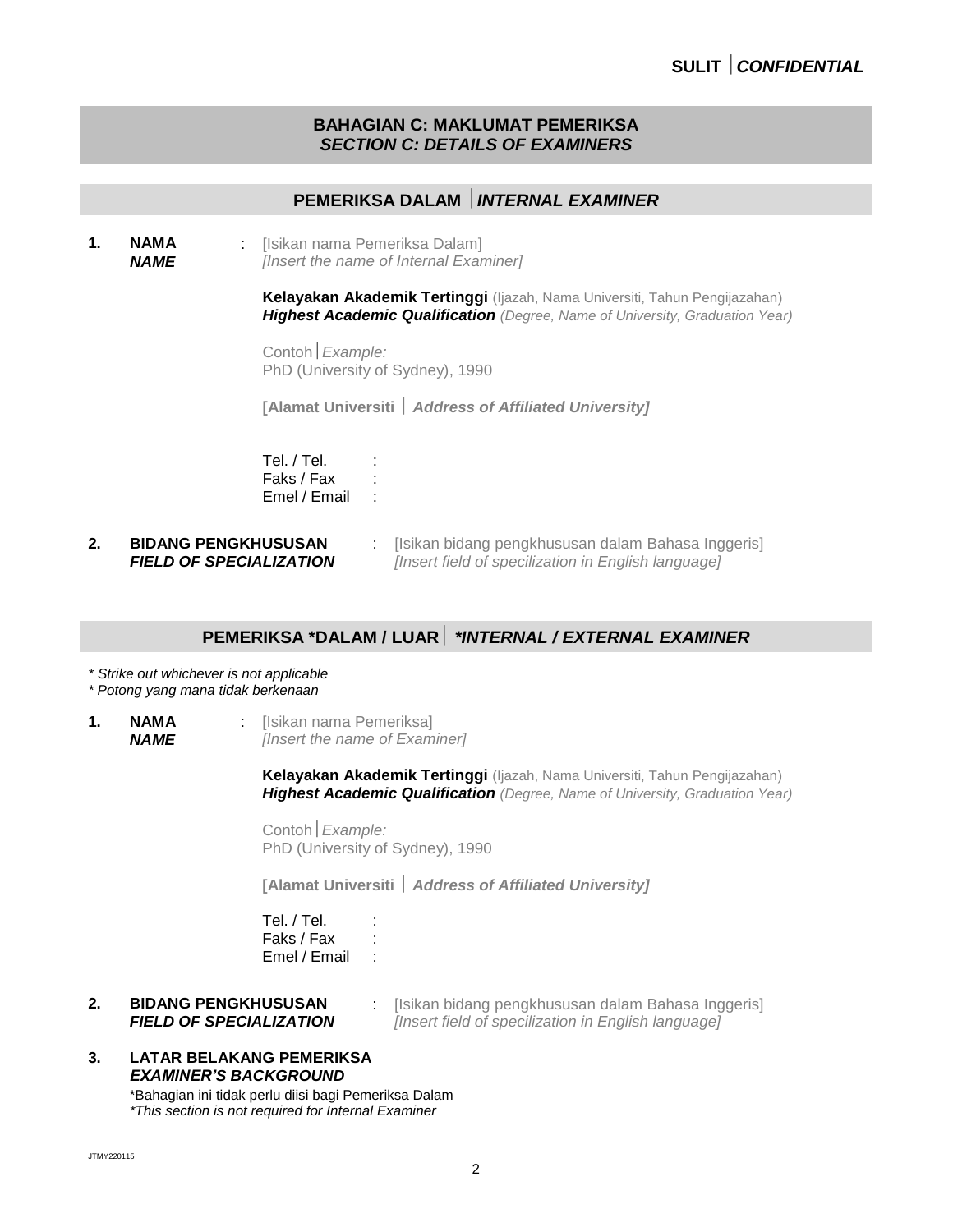## BAHAGIAN C: MAKLUMAT PEMERIKSA
## *SECTION C: DETAILS OF EXAMINERS*

### PEMERIKSA DALAM | *INTERNAL EXAMINER*

**1. NAMA**
***NAME***
: [Isikan nama Pemeriksa Dalam]
*[Insert the name of Internal Examiner]*

**Kelayakan Akademik Tertinggi** (Ijazah, Nama Universiti, Tahun Pengijazahan)
***Highest Academic Qualification*** *(Degree, Name of University, Graduation Year)*

Contoh | *Example:*
PhD (University of Sydney), 1990

**[Alamat Universiti |** ***Address of Affiliated University]***

Tel. / Tel. :
Faks / Fax :
Emel / Email :

**2. BIDANG PENGKHUSUSAN**
***FIELD OF SPECIALIZATION***
: [Isikan bidang pengkhususan dalam Bahasa Inggeris]
*[Insert field of specilization in English language]*

### PEMERIKSA *DALAM / LUAR | **INTERNAL / EXTERNAL EXAMINER*

*\* Strike out whichever is not applicable*
*\* Potong yang mana tidak berkenaan*

**1. NAMA**
***NAME***
: [Isikan nama Pemeriksa]
*[Insert the name of Examiner]*

**Kelayakan Akademik Tertinggi** (Ijazah, Nama Universiti, Tahun Pengijazahan)
***Highest Academic Qualification*** *(Degree, Name of University, Graduation Year)*

Contoh | *Example:*
PhD (University of Sydney), 1990

**[Alamat Universiti |** ***Address of Affiliated University]***

Tel. / Tel. :
Faks / Fax :
Emel / Email :

**2. BIDANG PENGKHUSUSAN**
***FIELD OF SPECIALIZATION***
: [Isikan bidang pengkhususan dalam Bahasa Inggeris]
*[Insert field of specilization in English language]*

**3. LATAR BELAKANG PEMERIKSA**
***EXAMINER'S BACKGROUND***

\*Bahagian ini tidak perlu diisi bagi Pemeriksa Dalam
*\*This section is not required for Internal Examiner*

JTMY220115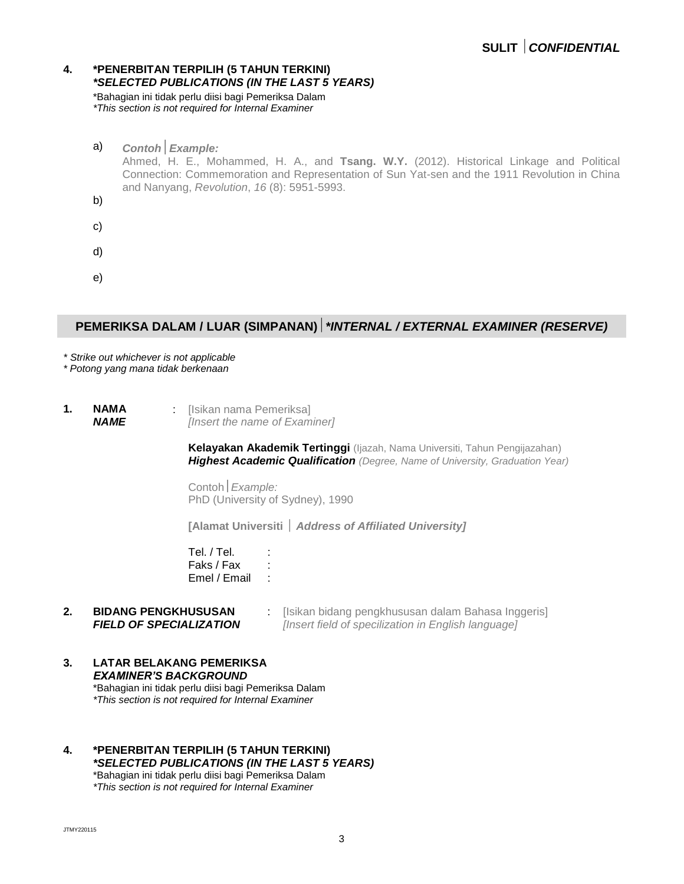**4. \*PENERBITAN TERPILIH (5 TAHUN TERKINI)**
***\*SELECTED PUBLICATIONS (IN THE LAST 5 YEARS)***

\*Bahagian ini tidak perlu diisi bagi Pemeriksa Dalam
*\*This section is not required for Internal Examiner*

a) ***Contoh | Example:***
Ahmed, H. E., Mohammed, H. A., and **Tsang. W.Y.** (2012). Historical Linkage and Political Connection: Commemoration and Representation of Sun Yat-sen and the 1911 Revolution in China and Nanyang, *Revolution*, *16* (8): 5951-5993.

b)

c)

d)

e)

## PEMERIKSA DALAM / LUAR (SIMPANAN) | *\*INTERNAL / EXTERNAL EXAMINER (RESERVE)*

*\* Strike out whichever is not applicable*
*\* Potong yang mana tidak berkenaan*

**1. NAMA**
***NAME*** : [Isikan nama Pemeriksa]
*[Insert the name of Examiner]*

**Kelayakan Akademik Tertinggi** (Ijazah, Nama Universiti, Tahun Pengijazahan)
***Highest Academic Qualification*** *(Degree, Name of University, Graduation Year)*

Contoh | *Example:*
PhD (University of Sydney), 1990

**[Alamat Universiti | *Address of Affiliated University]***

Tel. / Tel. :
Faks / Fax :
Emel / Email :

**2. BIDANG PENGKHUSUSAN**
***FIELD OF SPECIALIZATION*** : [Isikan bidang pengkhususan dalam Bahasa Inggeris]
*[Insert field of specilization in English language]*

**3. LATAR BELAKANG PEMERIKSA**
***EXAMINER'S BACKGROUND***

\*Bahagian ini tidak perlu diisi bagi Pemeriksa Dalam
*\*This section is not required for Internal Examiner*

**4. \*PENERBITAN TERPILIH (5 TAHUN TERKINI)**
***\*SELECTED PUBLICATIONS (IN THE LAST 5 YEARS)***

\*Bahagian ini tidak perlu diisi bagi Pemeriksa Dalam
*\*This section is not required for Internal Examiner*

JTMY220115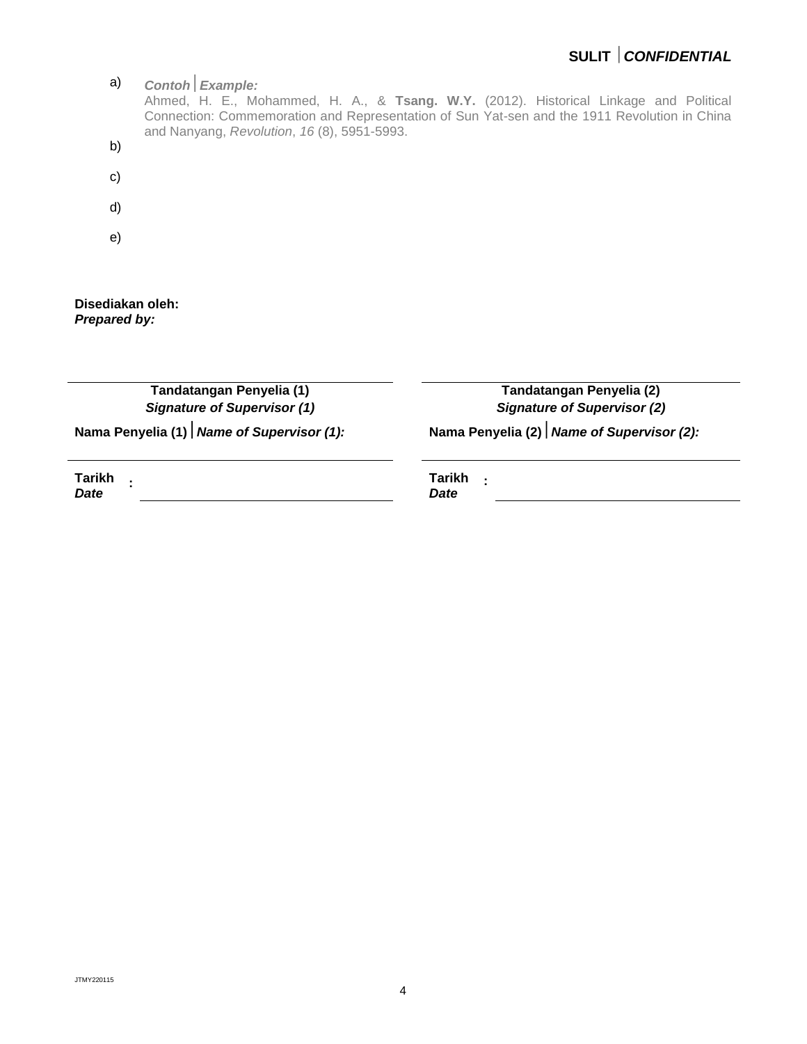a) ***Contoh | Example:***
Ahmed, H. E., Mohammed, H. A., & **Tsang. W.Y.** (2012). Historical Linkage and Political Connection: Commemoration and Representation of Sun Yat-sen and the 1911 Revolution in China and Nanyang, *Revolution*, *16* (8), 5951-5993.

b)

c)

d)

e)

**Disediakan oleh:**
***Prepared by:***

| **Tandatangan Penyelia (1)**<br>***Signature of Supervisor (1)*** | **Tandatangan Penyelia (2)**<br>***Signature of Supervisor (2)*** |
| --- | --- |
| **Nama Penyelia (1)** \| ***Name of Supervisor (1):*** | **Nama Penyelia (2)** \| ***Name of Supervisor (2):*** |
| **Tarikh** / ***Date*** : | **Tarikh** / ***Date*** : |

JTMY220115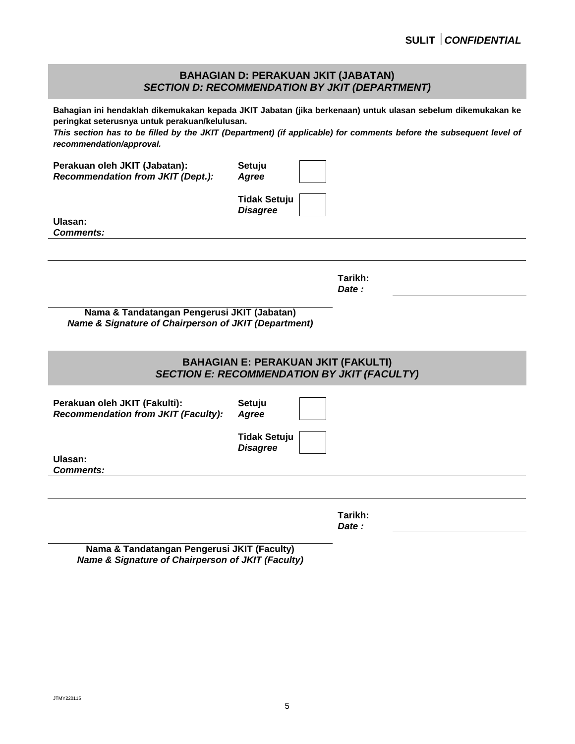## BAHAGIAN D: PERAKUAN JKIT (JABATAN)
## *SECTION D: RECOMMENDATION BY JKIT (DEPARTMENT)*

**Bahagian ini hendaklah dikemukakan kepada JKIT Jabatan (jika berkenaan) untuk ulasan sebelum dikemukakan ke peringkat seterusnya untuk perakuan/kelulusan.**
***This section has to be filled by the JKIT (Department) (if applicable) for comments before the subsequent level of recommendation/approval.***

**Perakuan oleh JKIT (Jabatan):**
***Recommendation from JKIT (Dept.):***

**Setuju** / ***Agree*** ☐

**Tidak Setuju** / ***Disagree*** ☐

**Ulasan:**
***Comments:*** ______________________________________________

______________________________________________

**Tarikh:**
***Date :*** ____________________

______________________________________________
**Nama & Tandatangan Pengerusi JKIT (Jabatan)**
***Name & Signature of Chairperson of JKIT (Department)***

## BAHAGIAN E: PERAKUAN JKIT (FAKULTI)
## *SECTION E: RECOMMENDATION BY JKIT (FACULTY)*

**Perakuan oleh JKIT (Fakulti):**
***Recommendation from JKIT (Faculty):***

**Setuju** / ***Agree*** ☐

**Tidak Setuju** / ***Disagree*** ☐

**Ulasan:**
***Comments:*** ______________________________________________

______________________________________________

**Tarikh:**
***Date :*** ____________________

______________________________________________
**Nama & Tandatangan Pengerusi JKIT (Faculty)**
***Name & Signature of Chairperson of JKIT (Faculty)***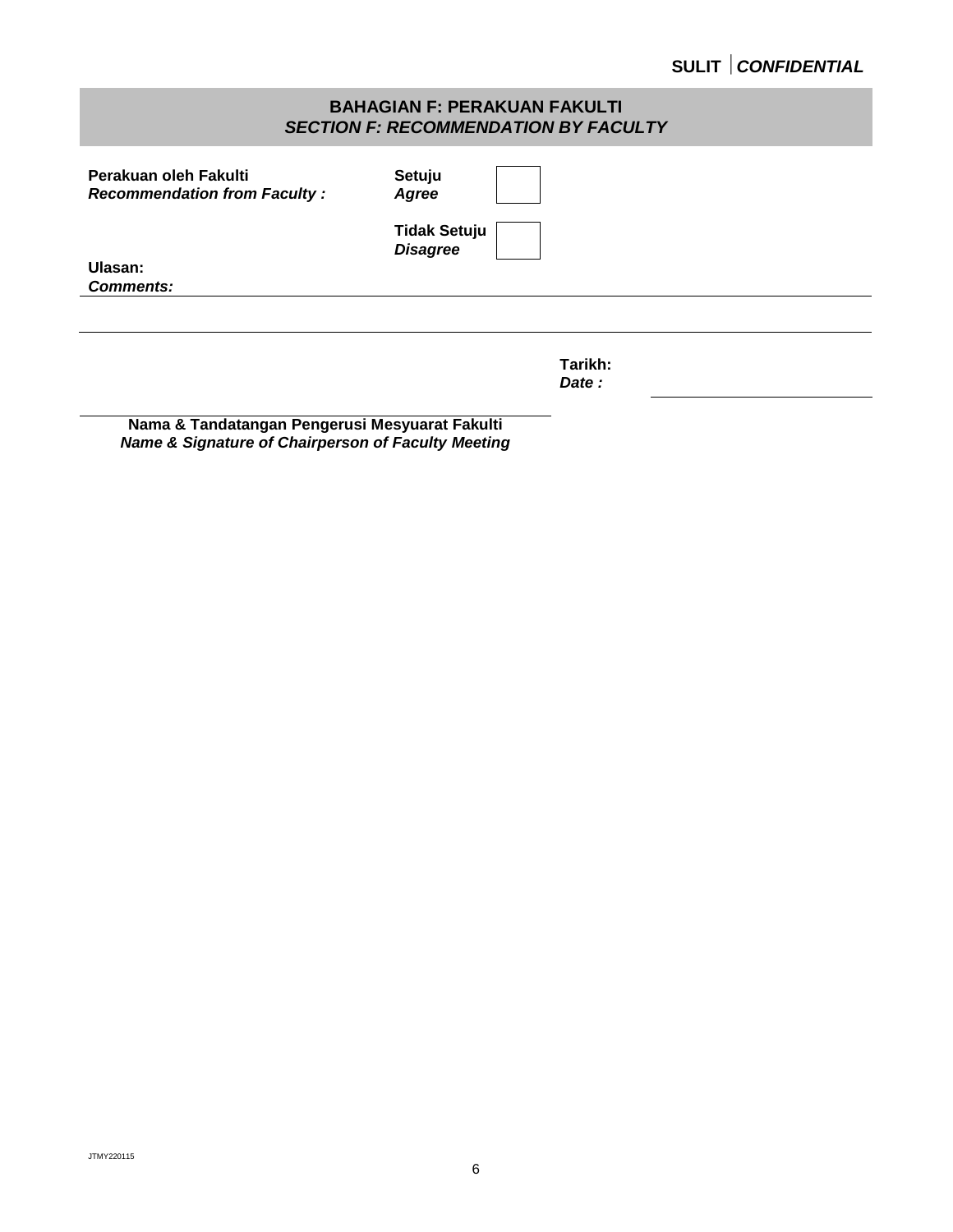**SULIT** | ***CONFIDENTIAL***

## BAHAGIAN F: PERAKUAN FAKULTI
## *SECTION F: RECOMMENDATION BY FACULTY*

**Perakuan oleh Fakulti**
***Recommendation from Faculty :***

**Setuju** ☐
***Agree***

**Tidak Setuju** ☐
***Disagree***

**Ulasan:**
***Comments:***

______________________________________________________________________

______________________________________________________________________

**Tarikh:**
***Date :*** ______________________

______________________________________________
**Nama & Tandatangan Pengerusi Mesyuarat Fakulti**
***Name & Signature of Chairperson of Faculty Meeting***

JTMY220115